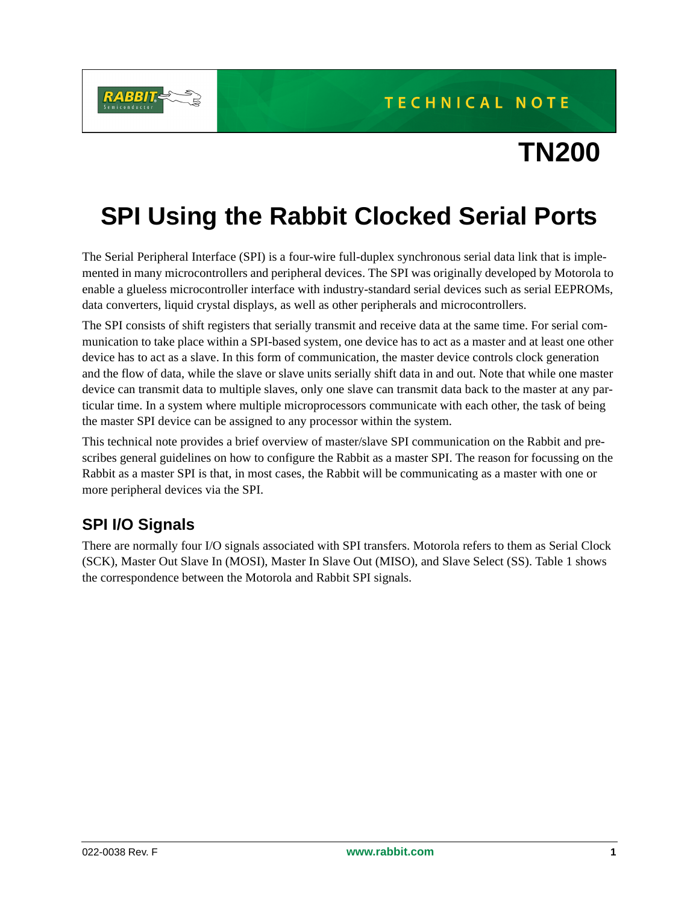TECHNICAL NOTE

# TN200

# SPI Using the Rabbit Clocked Serial Ports

The Serial Peripheral Interface (SPI) is a four-wire full-duplex synchronous serial data link that is implemented in many microcontrollers and peripheral devices. The SPI was originally developed by Motorola to enable a glueless microcontroller interface with industry-standard serial devices such as serial EEPROMs, data converters, liquid crystal displays, as well as other peripherals and microcontrollers.

The SPI consists of shift registers that serially transmit and receive data at the same time. For serial communication to take place within a SPI-based system, one device has to act as a master and at least one other device has to act as a slave. In this form of communication, the master device controls clock generation and the flow of data, while the slave or slave units serially shift data in and out. Note that while one master device can transmit data to multiple slaves, only one slave can transmit data back to the master at any particular time. In a system where multiple microprocessors communicate with each other, the task of being the master SPI device can be assigned to any processor within the system.

This technical note provides a brief overview of master/slave SPI communication on the Rabbit and prescribes general guidelines on how to configure the Rabbit as a master SPI. The reason for focussing on the Rabbit as a master SPI is that, in most cases, the Rabbit will be communicating as a master with one or more peripheral devices via the SPI.

## SPI I/O Signals

There are normally four I/O signals associated with SPI transfers. Motorola refers to them as Serial Clock (SCK), Master Out Slave In (MOSI), Master In Slave Out (MISO), and Slave Select (SS). Table 1 shows the correspondence between the Motorola and Rabbit SPI signals.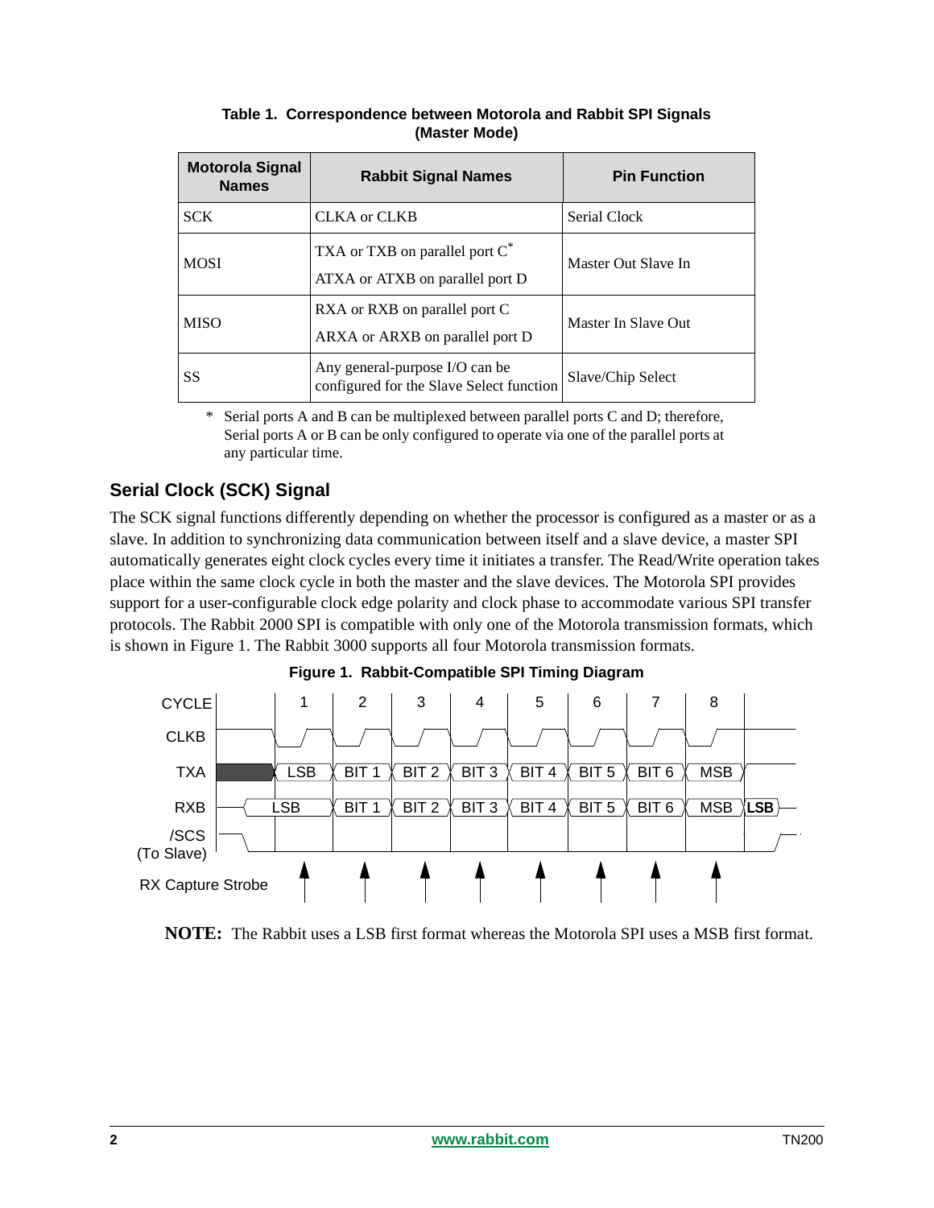**Table 1. Correspondence between Motorola and Rabbit SPI Signals (Master Mode)**

| Motorola Signal Names | Rabbit Signal Names | Pin Function |
|---|---|---|
| SCK | CLKA or CLKB | Serial Clock |
| MOSI | TXA or TXB on parallel port C* <br> ATXA or ATXB on parallel port D | Master Out Slave In |
| MISO | RXA or RXB on parallel port C <br> ARXA or ARXB on parallel port D | Master In Slave Out |
| SS | Any general-purpose I/O can be configured for the Slave Select function | Slave/Chip Select |

\* Serial ports A and B can be multiplexed between parallel ports C and D; therefore, Serial ports A or B can be only configured to operate via one of the parallel ports at any particular time.

## Serial Clock (SCK) Signal

The SCK signal functions differently depending on whether the processor is configured as a master or as a slave. In addition to synchronizing data communication between itself and a slave device, a master SPI automatically generates eight clock cycles every time it initiates a transfer. The Read/Write operation takes place within the same clock cycle in both the master and the slave devices. The Motorola SPI provides support for a user-configurable clock edge polarity and clock phase to accommodate various SPI transfer protocols. The Rabbit 2000 SPI is compatible with only one of the Motorola transmission formats, which is shown in Figure 1. The Rabbit 3000 supports all four Motorola transmission formats.

**Figure 1. Rabbit-Compatible SPI Timing Diagram**

| CYCLE | 1 | 2 | 3 | 4 | 5 | 6 | 7 | 8 | |
|---|---|---|---|---|---|---|---|---|---|
| TXA | LSB | BIT 1 | BIT 2 | BIT 3 | BIT 4 | BIT 5 | BIT 6 | MSB | |
| RXB | LSB | BIT 1 | BIT 2 | BIT 3 | BIT 4 | BIT 5 | BIT 6 | MSB | LSB |

Signals: CLKB, /SCS (To Slave), RX Capture Strobe

**NOTE:** The Rabbit uses a LSB first format whereas the Motorola SPI uses a MSB first format.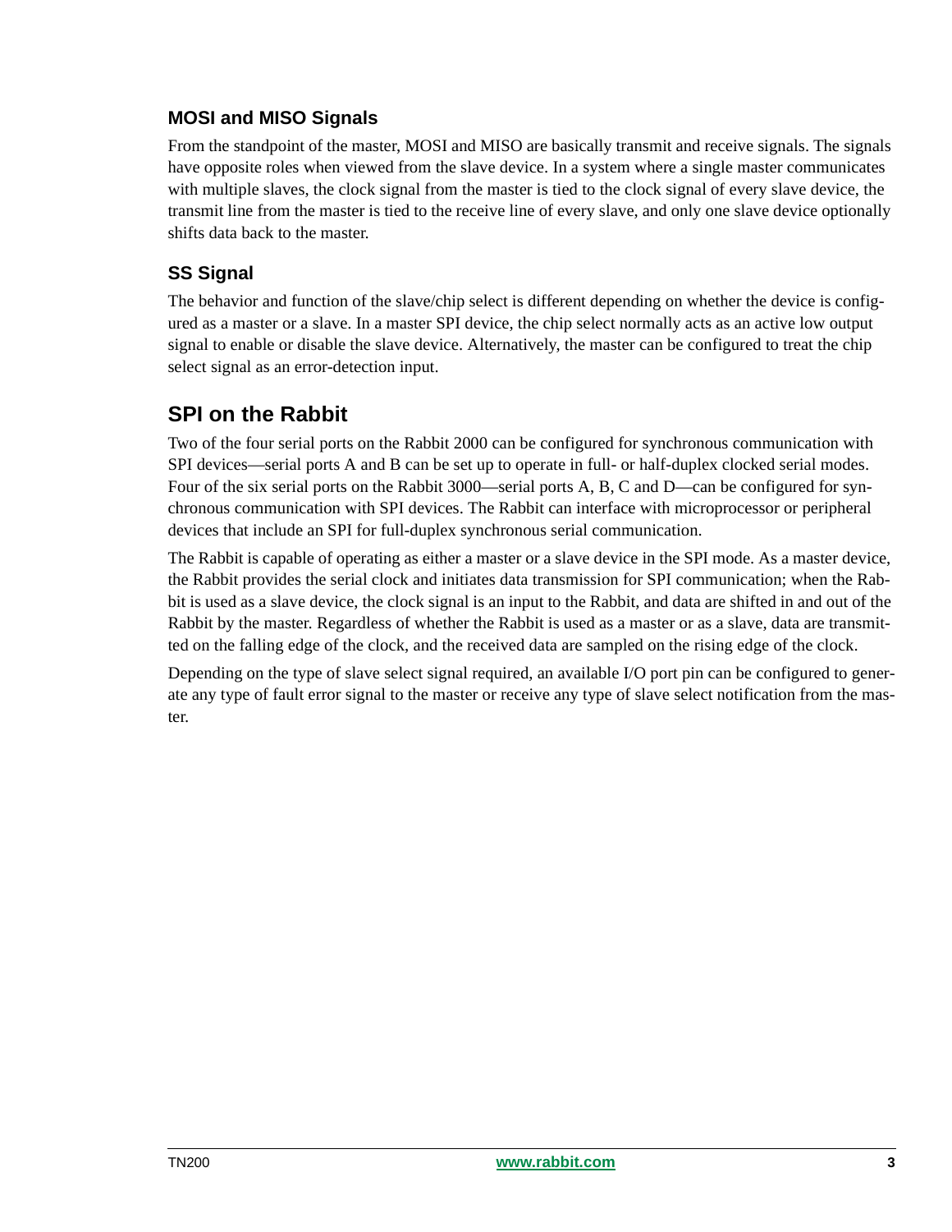### MOSI and MISO Signals

From the standpoint of the master, MOSI and MISO are basically transmit and receive signals. The signals have opposite roles when viewed from the slave device. In a system where a single master communicates with multiple slaves, the clock signal from the master is tied to the clock signal of every slave device, the transmit line from the master is tied to the receive line of every slave, and only one slave device optionally shifts data back to the master.

### SS Signal

The behavior and function of the slave/chip select is different depending on whether the device is configured as a master or a slave. In a master SPI device, the chip select normally acts as an active low output signal to enable or disable the slave device. Alternatively, the master can be configured to treat the chip select signal as an error-detection input.

## SPI on the Rabbit

Two of the four serial ports on the Rabbit 2000 can be configured for synchronous communication with SPI devices—serial ports A and B can be set up to operate in full- or half-duplex clocked serial modes. Four of the six serial ports on the Rabbit 3000—serial ports A, B, C and D—can be configured for synchronous communication with SPI devices. The Rabbit can interface with microprocessor or peripheral devices that include an SPI for full-duplex synchronous serial communication.

The Rabbit is capable of operating as either a master or a slave device in the SPI mode. As a master device, the Rabbit provides the serial clock and initiates data transmission for SPI communication; when the Rabbit is used as a slave device, the clock signal is an input to the Rabbit, and data are shifted in and out of the Rabbit by the master. Regardless of whether the Rabbit is used as a master or as a slave, data are transmitted on the falling edge of the clock, and the received data are sampled on the rising edge of the clock.

Depending on the type of slave select signal required, an available I/O port pin can be configured to generate any type of fault error signal to the master or receive any type of slave select notification from the master.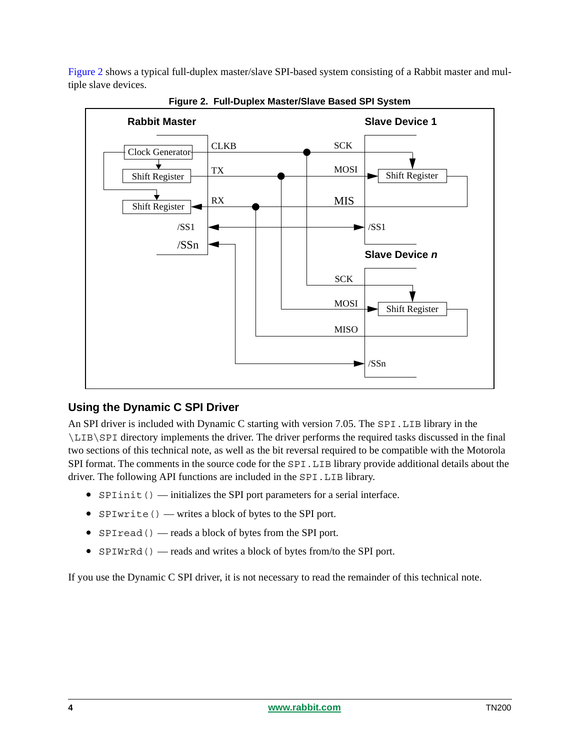Figure 2 shows a typical full-duplex master/slave SPI-based system consisting of a Rabbit master and multiple slave devices.

**Figure 2. Full-Duplex Master/Slave Based SPI System**

## Using the Dynamic C SPI Driver

An SPI driver is included with Dynamic C starting with version 7.05. The `SPI.LIB` library in the `\LIB\SPI` directory implements the driver. The driver performs the required tasks discussed in the final two sections of this technical note, as well as the bit reversal required to be compatible with the Motorola SPI format. The comments in the source code for the `SPI.LIB` library provide additional details about the driver. The following API functions are included in the `SPI.LIB` library.

- `SPIinit()` — initializes the SPI port parameters for a serial interface.
- `SPIwrite()` — writes a block of bytes to the SPI port.
- `SPIread()` — reads a block of bytes from the SPI port.
- `SPIWrRd()` — reads and writes a block of bytes from/to the SPI port.

If you use the Dynamic C SPI driver, it is not necessary to read the remainder of this technical note.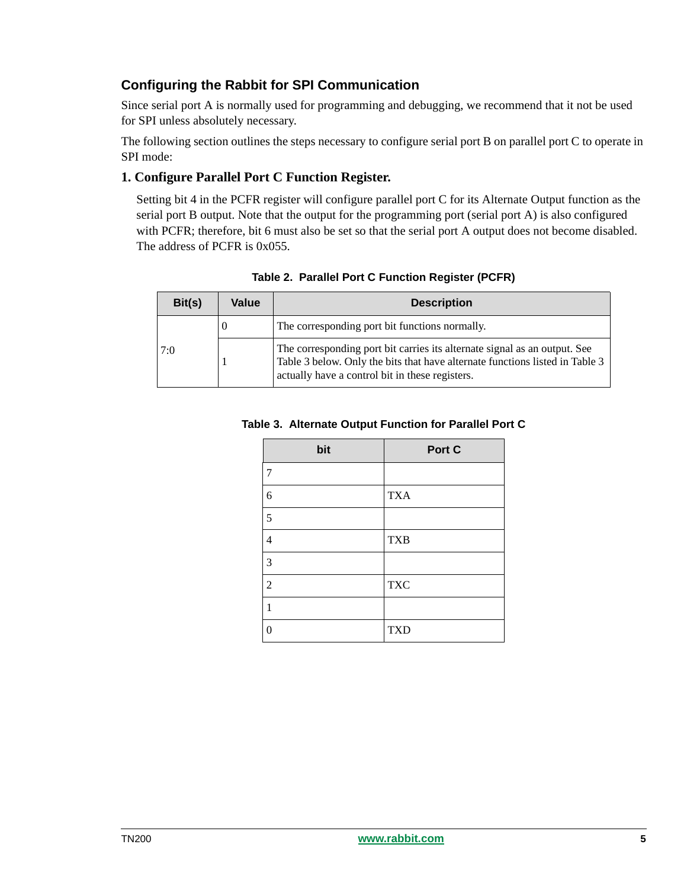## Configuring the Rabbit for SPI Communication

Since serial port A is normally used for programming and debugging, we recommend that it not be used for SPI unless absolutely necessary.

The following section outlines the steps necessary to configure serial port B on parallel port C to operate in SPI mode:

### 1. Configure Parallel Port C Function Register.

Setting bit 4 in the PCFR register will configure parallel port C for its Alternate Output function as the serial port B output. Note that the output for the programming port (serial port A) is also configured with PCFR; therefore, bit 6 must also be set so that the serial port A output does not become disabled. The address of PCFR is 0x055.

**Table 2. Parallel Port C Function Register (PCFR)**

| Bit(s) | Value | Description |
|---|---|---|
| 7:0 | 0 | The corresponding port bit functions normally. |
| | 1 | The corresponding port bit carries its alternate signal as an output. See Table 3 below. Only the bits that have alternate functions listed in Table 3 actually have a control bit in these registers. |

**Table 3. Alternate Output Function for Parallel Port C**

| bit | Port C |
|---|---|
| 7 | |
| 6 | TXA |
| 5 | |
| 4 | TXB |
| 3 | |
| 2 | TXC |
| 1 | |
| 0 | TXD |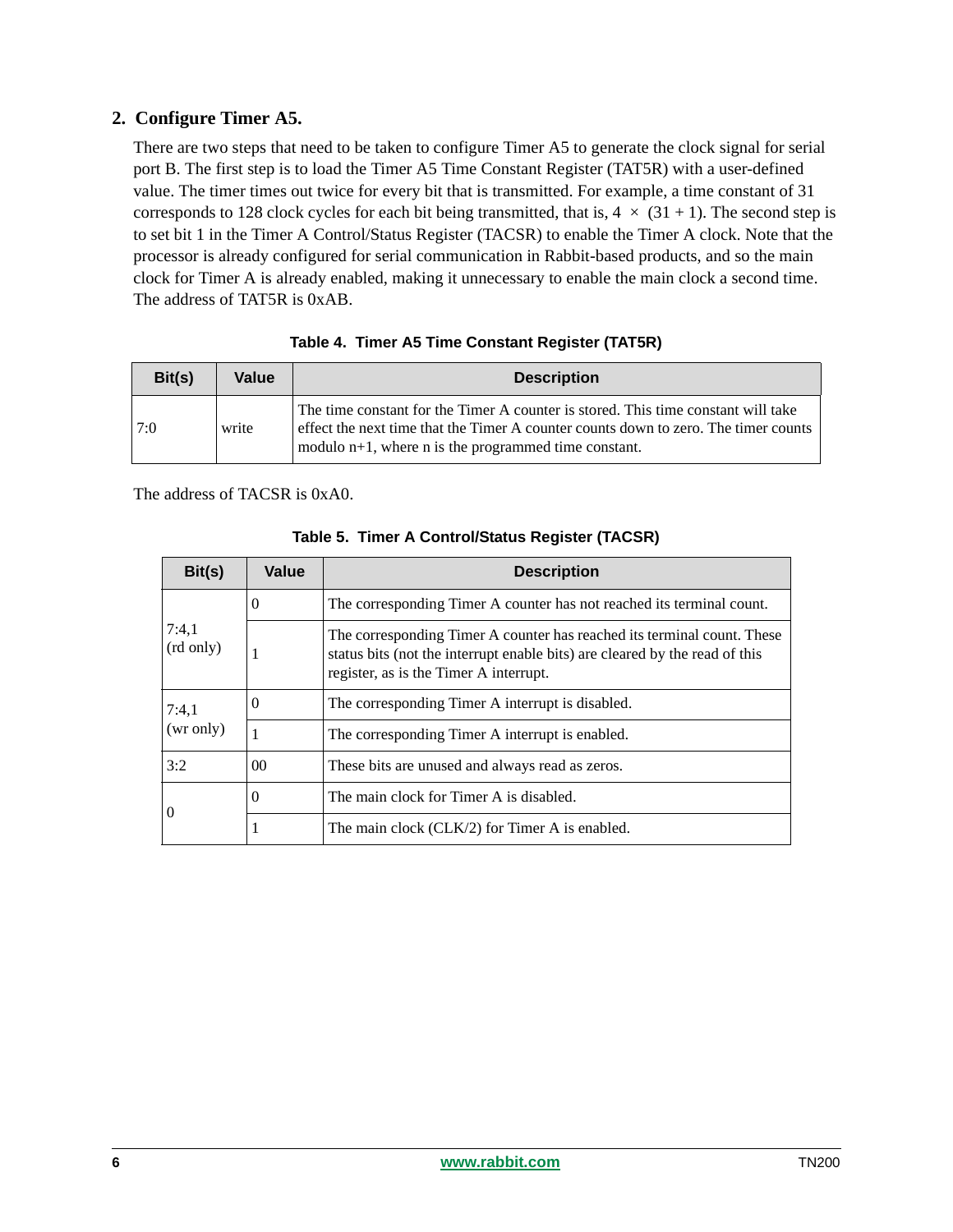## 2. Configure Timer A5.

There are two steps that need to be taken to configure Timer A5 to generate the clock signal for serial port B. The first step is to load the Timer A5 Time Constant Register (TAT5R) with a user-defined value. The timer times out twice for every bit that is transmitted. For example, a time constant of 31 corresponds to 128 clock cycles for each bit being transmitted, that is, $4 \times (31 + 1)$. The second step is to set bit 1 in the Timer A Control/Status Register (TACSR) to enable the Timer A clock. Note that the processor is already configured for serial communication in Rabbit-based products, and so the main clock for Timer A is already enabled, making it unnecessary to enable the main clock a second time. The address of TAT5R is 0xAB.

**Table 4. Timer A5 Time Constant Register (TAT5R)**

| Bit(s) | Value | Description |
|---|---|---|
| 7:0 | write | The time constant for the Timer A counter is stored. This time constant will take effect the next time that the Timer A counter counts down to zero. The timer counts modulo n+1, where n is the programmed time constant. |

The address of TACSR is 0xA0.

**Table 5. Timer A Control/Status Register (TACSR)**

| Bit(s) | Value | Description |
|---|---|---|
| 7:4,1 (rd only) | 0 | The corresponding Timer A counter has not reached its terminal count. |
| | 1 | The corresponding Timer A counter has reached its terminal count. These status bits (not the interrupt enable bits) are cleared by the read of this register, as is the Timer A interrupt. |
| 7:4,1 (wr only) | 0 | The corresponding Timer A interrupt is disabled. |
| | 1 | The corresponding Timer A interrupt is enabled. |
| 3:2 | 00 | These bits are unused and always read as zeros. |
| 0 | 0 | The main clock for Timer A is disabled. |
| | 1 | The main clock (CLK/2) for Timer A is enabled. |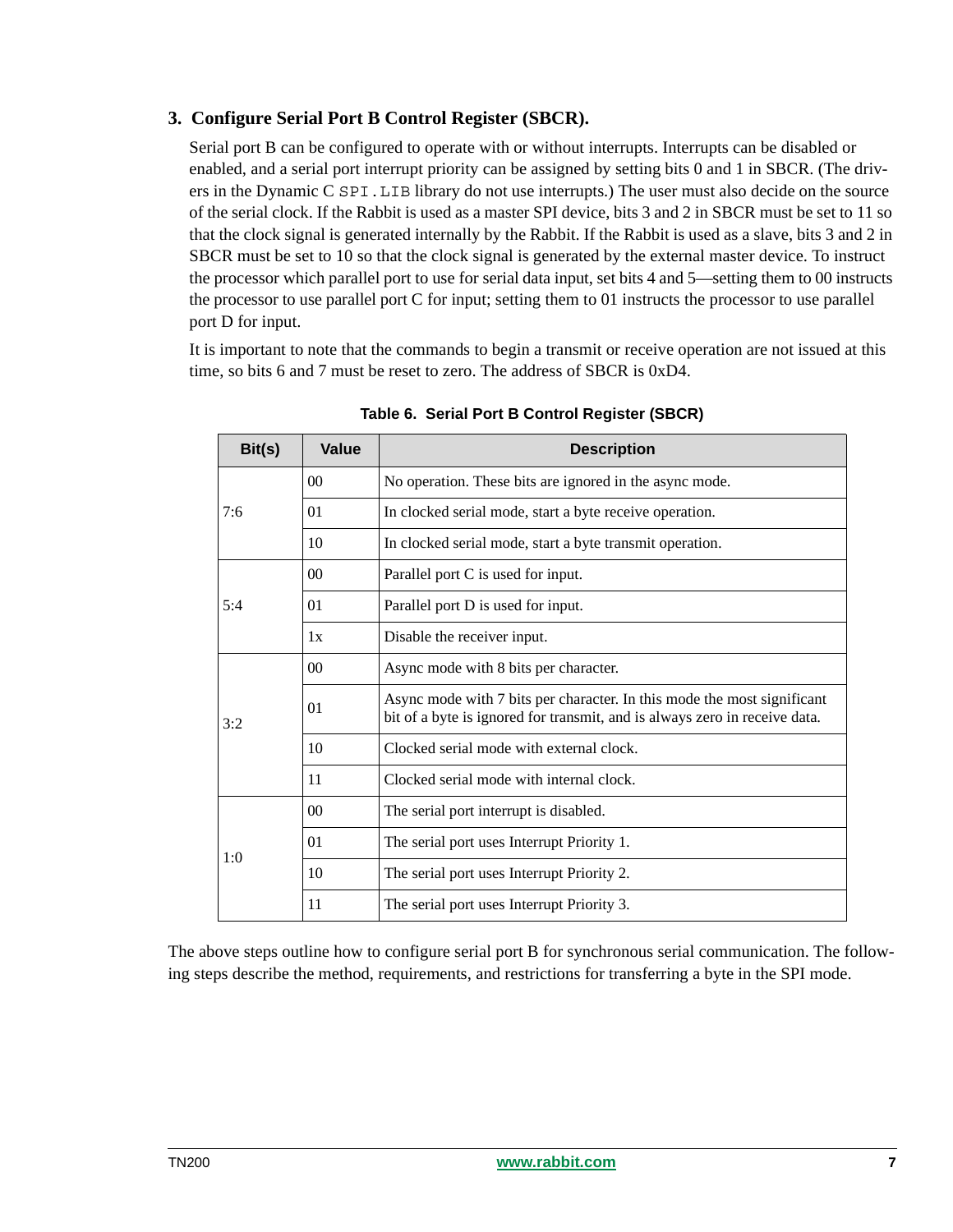### 3. Configure Serial Port B Control Register (SBCR).

Serial port B can be configured to operate with or without interrupts. Interrupts can be disabled or enabled, and a serial port interrupt priority can be assigned by setting bits 0 and 1 in SBCR. (The drivers in the Dynamic C `SPI.LIB` library do not use interrupts.) The user must also decide on the source of the serial clock. If the Rabbit is used as a master SPI device, bits 3 and 2 in SBCR must be set to 11 so that the clock signal is generated internally by the Rabbit. If the Rabbit is used as a slave, bits 3 and 2 in SBCR must be set to 10 so that the clock signal is generated by the external master device. To instruct the processor which parallel port to use for serial data input, set bits 4 and 5—setting them to 00 instructs the processor to use parallel port C for input; setting them to 01 instructs the processor to use parallel port D for input.

It is important to note that the commands to begin a transmit or receive operation are not issued at this time, so bits 6 and 7 must be reset to zero. The address of SBCR is 0xD4.

**Table 6. Serial Port B Control Register (SBCR)**

| Bit(s) | Value | Description |
|---|---|---|
| 7:6 | 00 | No operation. These bits are ignored in the async mode. |
| | 01 | In clocked serial mode, start a byte receive operation. |
| | 10 | In clocked serial mode, start a byte transmit operation. |
| 5:4 | 00 | Parallel port C is used for input. |
| | 01 | Parallel port D is used for input. |
| | 1x | Disable the receiver input. |
| 3:2 | 00 | Async mode with 8 bits per character. |
| | 01 | Async mode with 7 bits per character. In this mode the most significant bit of a byte is ignored for transmit, and is always zero in receive data. |
| | 10 | Clocked serial mode with external clock. |
| | 11 | Clocked serial mode with internal clock. |
| 1:0 | 00 | The serial port interrupt is disabled. |
| | 01 | The serial port uses Interrupt Priority 1. |
| | 10 | The serial port uses Interrupt Priority 2. |
| | 11 | The serial port uses Interrupt Priority 3. |

The above steps outline how to configure serial port B for synchronous serial communication. The following steps describe the method, requirements, and restrictions for transferring a byte in the SPI mode.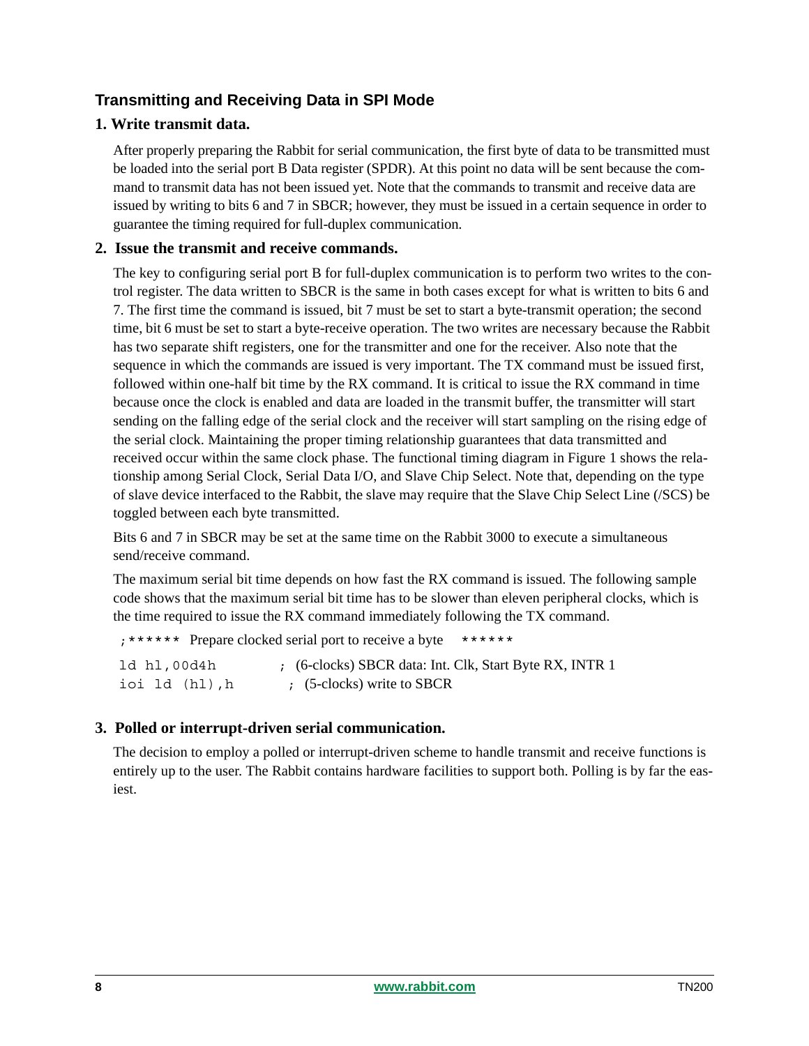## Transmitting and Receiving Data in SPI Mode

**1. Write transmit data.**

After properly preparing the Rabbit for serial communication, the first byte of data to be transmitted must be loaded into the serial port B Data register (SPDR). At this point no data will be sent because the command to transmit data has not been issued yet. Note that the commands to transmit and receive data are issued by writing to bits 6 and 7 in SBCR; however, they must be issued in a certain sequence in order to guarantee the timing required for full-duplex communication.

**2. Issue the transmit and receive commands.**

The key to configuring serial port B for full-duplex communication is to perform two writes to the control register. The data written to SBCR is the same in both cases except for what is written to bits 6 and 7. The first time the command is issued, bit 7 must be set to start a byte-transmit operation; the second time, bit 6 must be set to start a byte-receive operation. The two writes are necessary because the Rabbit has two separate shift registers, one for the transmitter and one for the receiver. Also note that the sequence in which the commands are issued is very important. The TX command must be issued first, followed within one-half bit time by the RX command. It is critical to issue the RX command in time because once the clock is enabled and data are loaded in the transmit buffer, the transmitter will start sending on the falling edge of the serial clock and the receiver will start sampling on the rising edge of the serial clock. Maintaining the proper timing relationship guarantees that data transmitted and received occur within the same clock phase. The functional timing diagram in Figure 1 shows the relationship among Serial Clock, Serial Data I/O, and Slave Chip Select. Note that, depending on the type of slave device interfaced to the Rabbit, the slave may require that the Slave Chip Select Line (/SCS) be toggled between each byte transmitted.

Bits 6 and 7 in SBCR may be set at the same time on the Rabbit 3000 to execute a simultaneous send/receive command.

The maximum serial bit time depends on how fast the RX command is issued. The following sample code shows that the maximum serial bit time has to be slower than eleven peripheral clocks, which is the time required to issue the RX command immediately following the TX command.

```
;****** Prepare clocked serial port to receive a byte    ******
ld hl,00d4h         ; (6-clocks) SBCR data: Int. Clk, Start Byte RX, INTR 1
ioi ld (hl),h        ; (5-clocks) write to SBCR
```

**3. Polled or interrupt-driven serial communication.**

The decision to employ a polled or interrupt-driven scheme to handle transmit and receive functions is entirely up to the user. The Rabbit contains hardware facilities to support both. Polling is by far the easiest.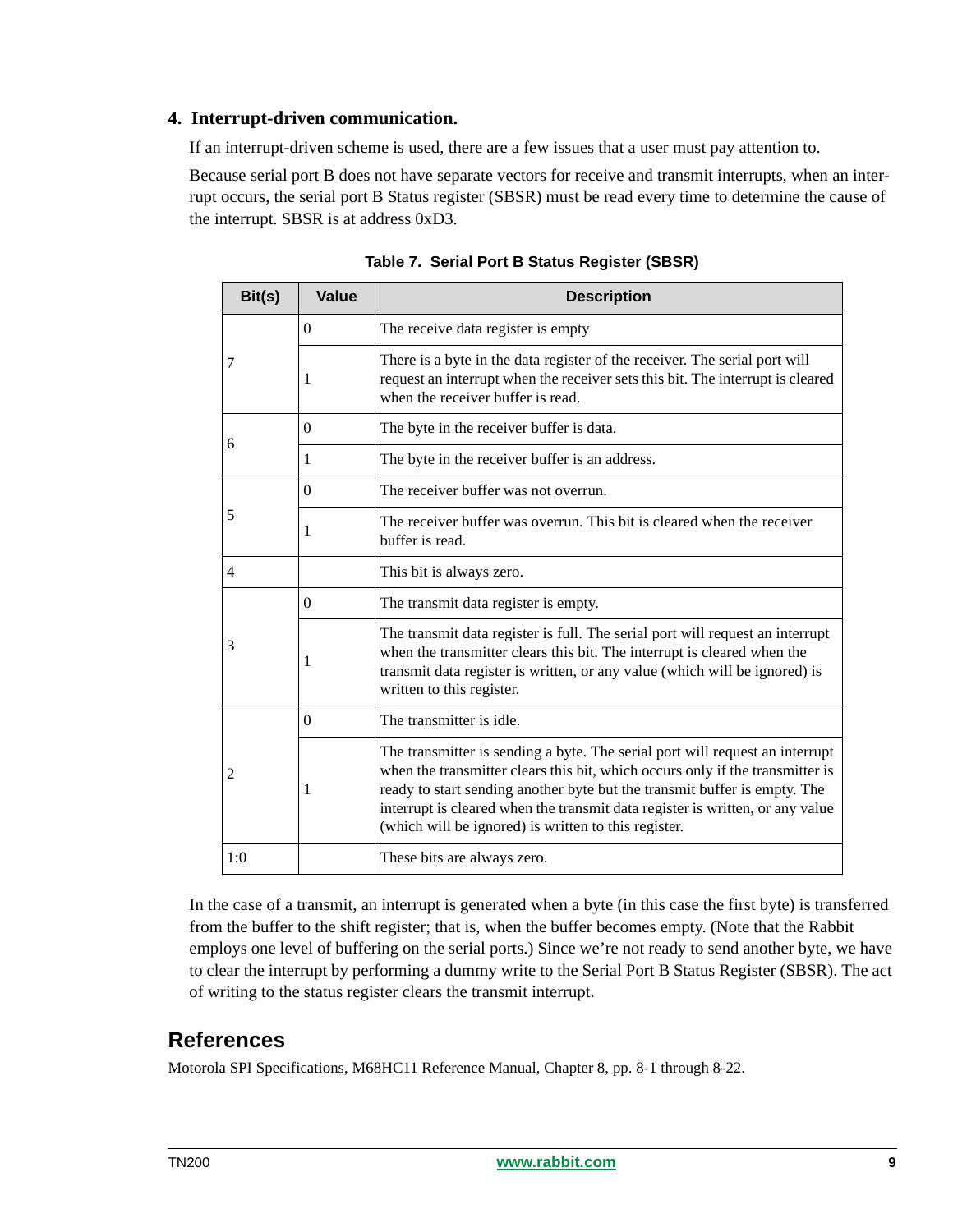### 4. Interrupt-driven communication.

If an interrupt-driven scheme is used, there are a few issues that a user must pay attention to.

Because serial port B does not have separate vectors for receive and transmit interrupts, when an interrupt occurs, the serial port B Status register (SBSR) must be read every time to determine the cause of the interrupt. SBSR is at address 0xD3.

**Table 7. Serial Port B Status Register (SBSR)**

| Bit(s) | Value | Description |
|---|---|---|
| 7 | 0 | The receive data register is empty |
| | 1 | There is a byte in the data register of the receiver. The serial port will request an interrupt when the receiver sets this bit. The interrupt is cleared when the receiver buffer is read. |
| 6 | 0 | The byte in the receiver buffer is data. |
| | 1 | The byte in the receiver buffer is an address. |
| 5 | 0 | The receiver buffer was not overrun. |
| | 1 | The receiver buffer was overrun. This bit is cleared when the receiver buffer is read. |
| 4 | | This bit is always zero. |
| 3 | 0 | The transmit data register is empty. |
| | 1 | The transmit data register is full. The serial port will request an interrupt when the transmitter clears this bit. The interrupt is cleared when the transmit data register is written, or any value (which will be ignored) is written to this register. |
| 2 | 0 | The transmitter is idle. |
| | 1 | The transmitter is sending a byte. The serial port will request an interrupt when the transmitter clears this bit, which occurs only if the transmitter is ready to start sending another byte but the transmit buffer is empty. The interrupt is cleared when the transmit data register is written, or any value (which will be ignored) is written to this register. |
| 1:0 | | These bits are always zero. |

In the case of a transmit, an interrupt is generated when a byte (in this case the first byte) is transferred from the buffer to the shift register; that is, when the buffer becomes empty. (Note that the Rabbit employs one level of buffering on the serial ports.) Since we're not ready to send another byte, we have to clear the interrupt by performing a dummy write to the Serial Port B Status Register (SBSR). The act of writing to the status register clears the transmit interrupt.

## References

Motorola SPI Specifications, M68HC11 Reference Manual, Chapter 8, pp. 8-1 through 8-22.